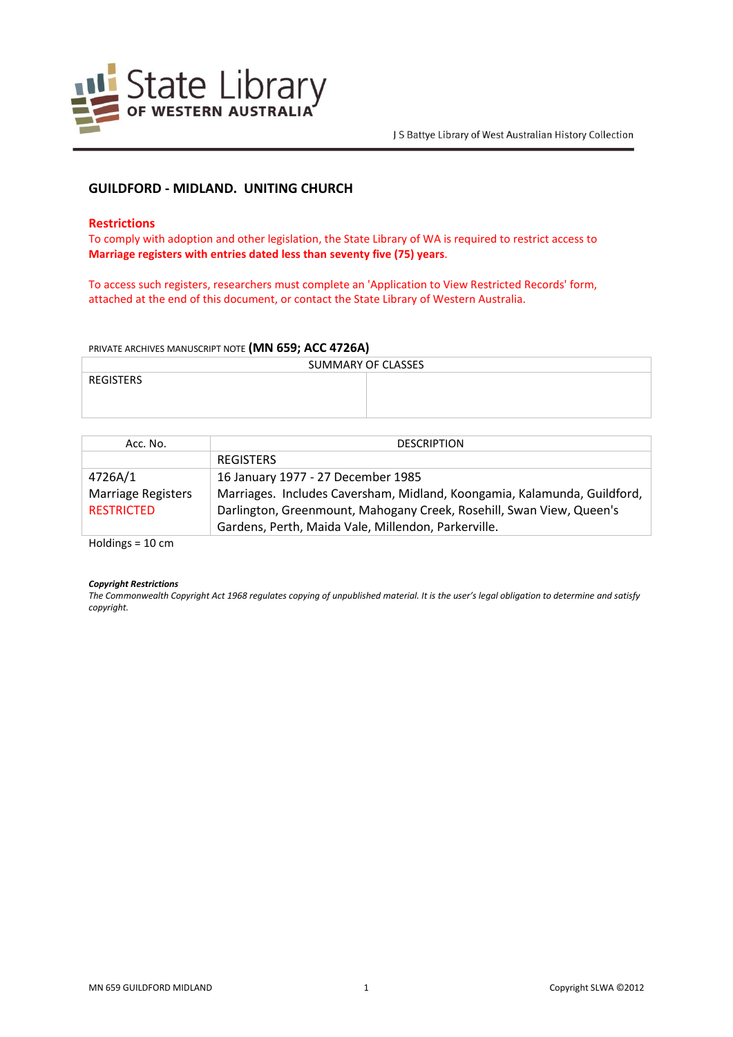State Library OF WESTERN AUSTRALIA

J S Battye Library of West Australian History Collection

## GUILDFORD - MIDLAND. UNITING CHURCH

### Restrictions

To comply with adoption and other legislation, the State Library of WA is required to restrict access to **Marriage registers with entries dated less than seventy five (75) years**.

To access such registers, researchers must complete an 'Application to View Restricted Records' form, attached at the end of this document, or contact the State Library of Western Australia.

PRIVATE ARCHIVES MANUSCRIPT NOTE **(MN 659; ACC 4726A)**

| SUMMARY OF CLASSES | |
|---|---|
| REGISTERS | |

| Acc. No. | DESCRIPTION |
|---|---|
| | REGISTERS |
| 4726A/1<br>Marriage Registers<br>RESTRICTED | 16 January 1977 - 27 December 1985<br>Marriages. Includes Caversham, Midland, Koongamia, Kalamunda, Guildford, Darlington, Greenmount, Mahogany Creek, Rosehill, Swan View, Queen's Gardens, Perth, Maida Vale, Millendon, Parkerville. |

Holdings = 10 cm

***Copyright Restrictions***

*The Commonwealth Copyright Act 1968 regulates copying of unpublished material. It is the user's legal obligation to determine and satisfy copyright.*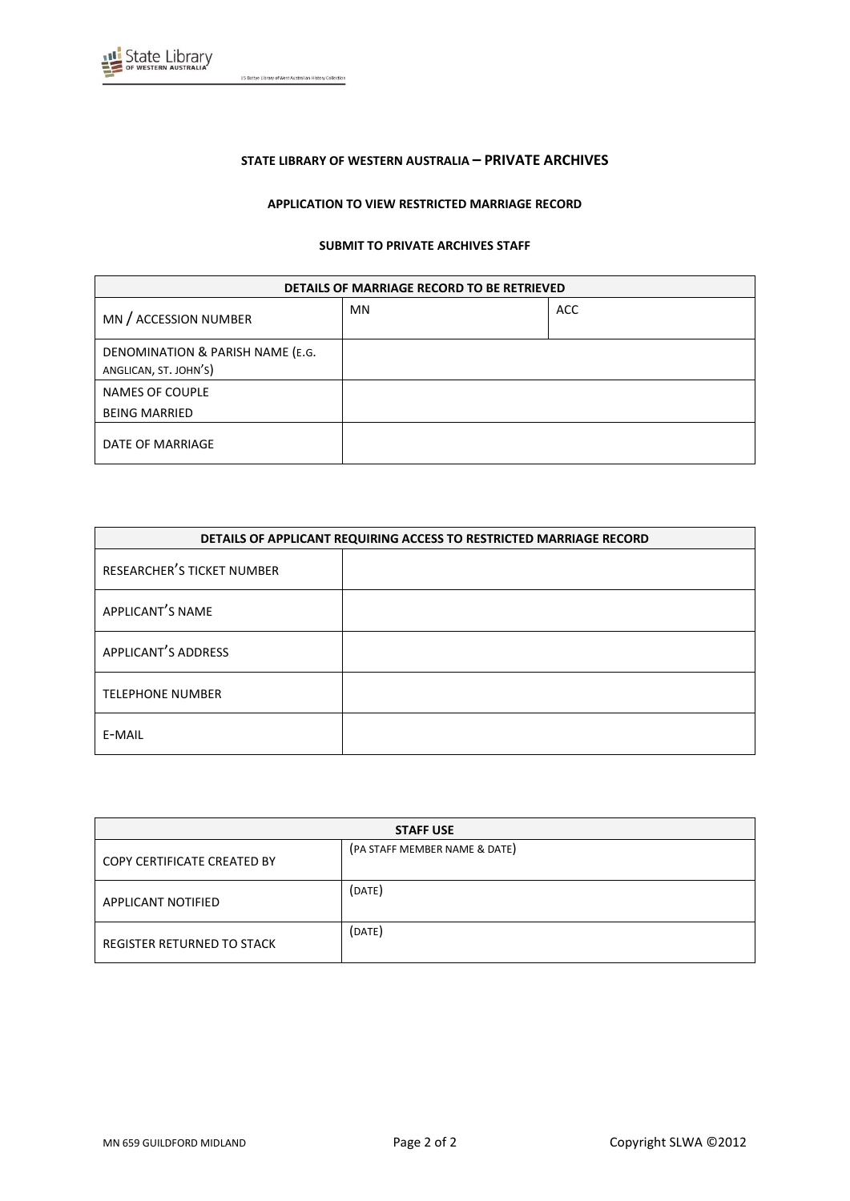**STATE LIBRARY OF WESTERN AUSTRALIA – PRIVATE ARCHIVES**

**APPLICATION TO VIEW RESTRICTED MARRIAGE RECORD**

**SUBMIT TO PRIVATE ARCHIVES STAFF**

| DETAILS OF MARRIAGE RECORD TO BE RETRIEVED | | |
|---|---|---|
| MN / ACCESSION NUMBER | MN | ACC |
| DENOMINATION & PARISH NAME (E.G. ANGLICAN, ST. JOHN'S) | | |
| NAMES OF COUPLE BEING MARRIED | | |
| DATE OF MARRIAGE | | |

| DETAILS OF APPLICANT REQUIRING ACCESS TO RESTRICTED MARRIAGE RECORD | |
|---|---|
| RESEARCHER'S TICKET NUMBER | |
| APPLICANT'S NAME | |
| APPLICANT'S ADDRESS | |
| TELEPHONE NUMBER | |
| E-MAIL | |

| STAFF USE | |
|---|---|
| COPY CERTIFICATE CREATED BY | (PA STAFF MEMBER NAME & DATE) |
| APPLICANT NOTIFIED | (DATE) |
| REGISTER RETURNED TO STACK | (DATE) |

MN 659 GUILDFORD MIDLAND

Copyright SLWA ©2012